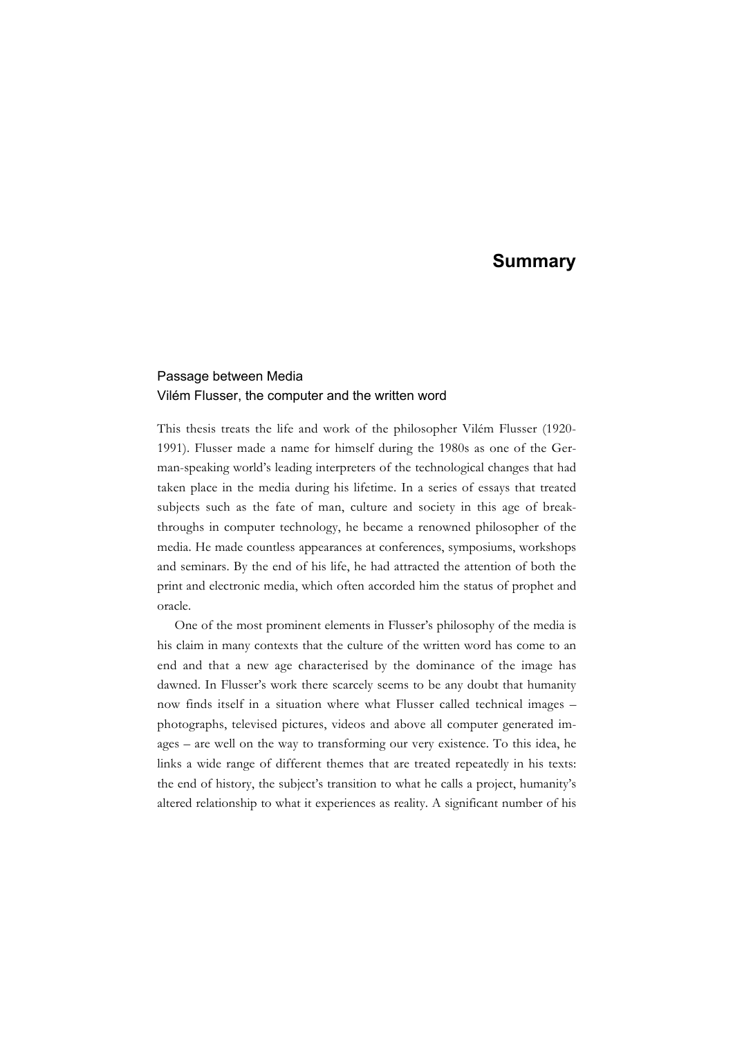# Summary

## Passage between Media
### Vilém Flusser, the computer and the written word

This thesis treats the life and work of the philosopher Vilém Flusser (1920-1991). Flusser made a name for himself during the 1980s as one of the German-speaking world's leading interpreters of the technological changes that had taken place in the media during his lifetime. In a series of essays that treated subjects such as the fate of man, culture and society in this age of breakthroughs in computer technology, he became a renowned philosopher of the media. He made countless appearances at conferences, symposiums, workshops and seminars. By the end of his life, he had attracted the attention of both the print and electronic media, which often accorded him the status of prophet and oracle.

One of the most prominent elements in Flusser's philosophy of the media is his claim in many contexts that the culture of the written word has come to an end and that a new age characterised by the dominance of the image has dawned. In Flusser's work there scarcely seems to be any doubt that humanity now finds itself in a situation where what Flusser called technical images – photographs, televised pictures, videos and above all computer generated images – are well on the way to transforming our very existence. To this idea, he links a wide range of different themes that are treated repeatedly in his texts: the end of history, the subject's transition to what he calls a project, humanity's altered relationship to what it experiences as reality. A significant number of his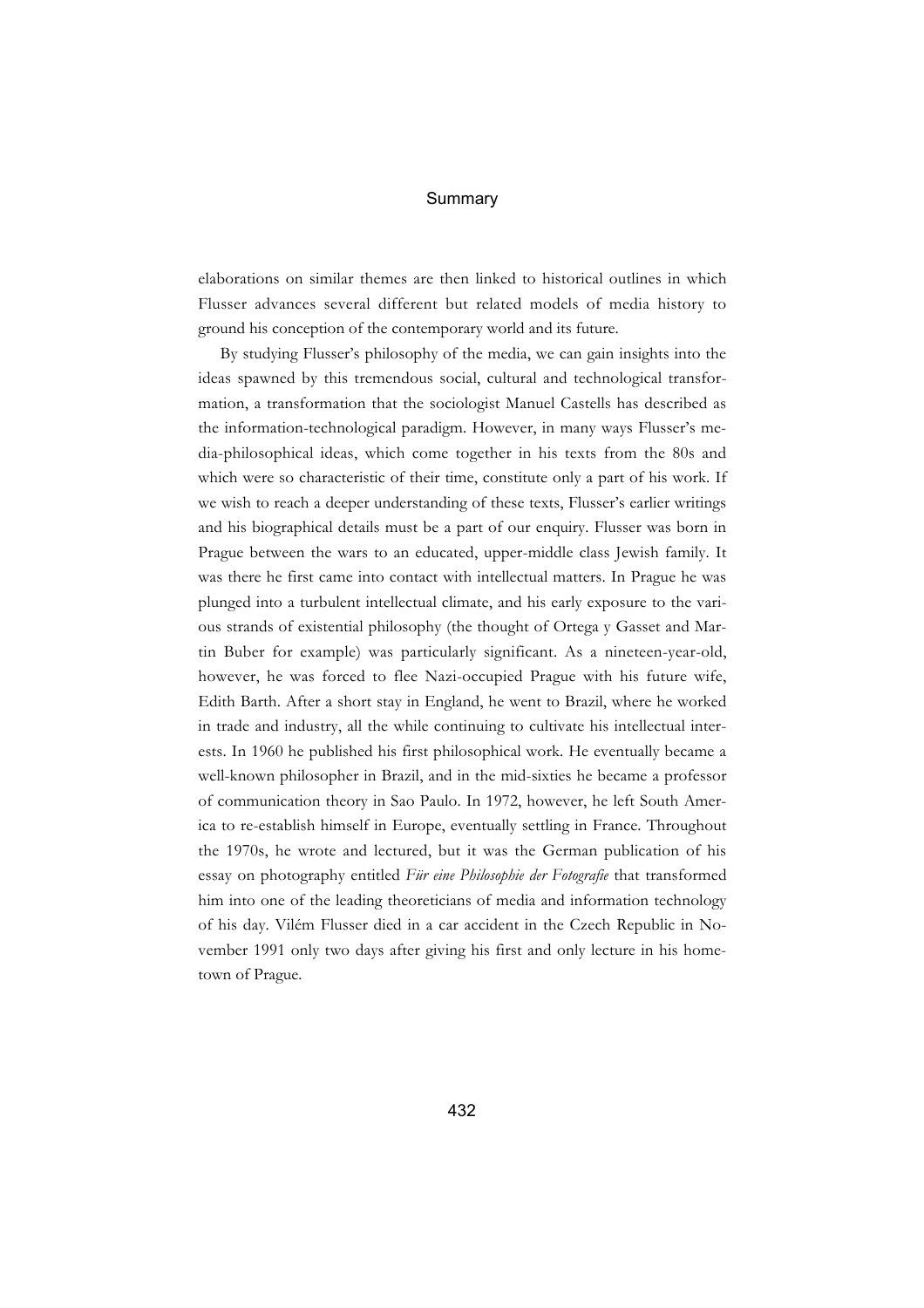elaborations on similar themes are then linked to historical outlines in which Flusser advances several different but related models of media history to ground his conception of the contemporary world and its future.

By studying Flusser's philosophy of the media, we can gain insights into the ideas spawned by this tremendous social, cultural and technological transformation, a transformation that the sociologist Manuel Castells has described as the information-technological paradigm. However, in many ways Flusser's media-philosophical ideas, which come together in his texts from the 80s and which were so characteristic of their time, constitute only a part of his work. If we wish to reach a deeper understanding of these texts, Flusser's earlier writings and his biographical details must be a part of our enquiry. Flusser was born in Prague between the wars to an educated, upper-middle class Jewish family. It was there he first came into contact with intellectual matters. In Prague he was plunged into a turbulent intellectual climate, and his early exposure to the various strands of existential philosophy (the thought of Ortega y Gasset and Martin Buber for example) was particularly significant. As a nineteen-year-old, however, he was forced to flee Nazi-occupied Prague with his future wife, Edith Barth. After a short stay in England, he went to Brazil, where he worked in trade and industry, all the while continuing to cultivate his intellectual interests. In 1960 he published his first philosophical work. He eventually became a well-known philosopher in Brazil, and in the mid-sixties he became a professor of communication theory in Sao Paulo. In 1972, however, he left South America to re-establish himself in Europe, eventually settling in France. Throughout the 1970s, he wrote and lectured, but it was the German publication of his essay on photography entitled *Für eine Philosophie der Fotografie* that transformed him into one of the leading theoreticians of media and information technology of his day. Vilém Flusser died in a car accident in the Czech Republic in November 1991 only two days after giving his first and only lecture in his hometown of Prague.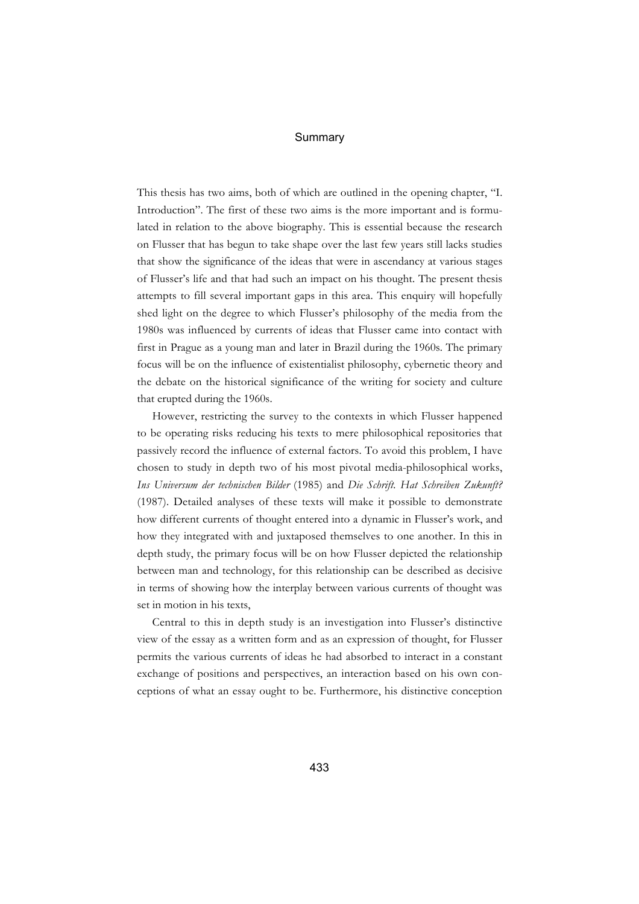# Summary

This thesis has two aims, both of which are outlined in the opening chapter, "I. Introduction". The first of these two aims is the more important and is formulated in relation to the above biography. This is essential because the research on Flusser that has begun to take shape over the last few years still lacks studies that show the significance of the ideas that were in ascendancy at various stages of Flusser's life and that had such an impact on his thought. The present thesis attempts to fill several important gaps in this area. This enquiry will hopefully shed light on the degree to which Flusser's philosophy of the media from the 1980s was influenced by currents of ideas that Flusser came into contact with first in Prague as a young man and later in Brazil during the 1960s. The primary focus will be on the influence of existentialist philosophy, cybernetic theory and the debate on the historical significance of the writing for society and culture that erupted during the 1960s.

However, restricting the survey to the contexts in which Flusser happened to be operating risks reducing his texts to mere philosophical repositories that passively record the influence of external factors. To avoid this problem, I have chosen to study in depth two of his most pivotal media-philosophical works, *Ins Universum der technischen Bilder* (1985) and *Die Schrift. Hat Schreiben Zukunft?* (1987). Detailed analyses of these texts will make it possible to demonstrate how different currents of thought entered into a dynamic in Flusser's work, and how they integrated with and juxtaposed themselves to one another. In this in depth study, the primary focus will be on how Flusser depicted the relationship between man and technology, for this relationship can be described as decisive in terms of showing how the interplay between various currents of thought was set in motion in his texts,

Central to this in depth study is an investigation into Flusser's distinctive view of the essay as a written form and as an expression of thought, for Flusser permits the various currents of ideas he had absorbed to interact in a constant exchange of positions and perspectives, an interaction based on his own conceptions of what an essay ought to be. Furthermore, his distinctive conception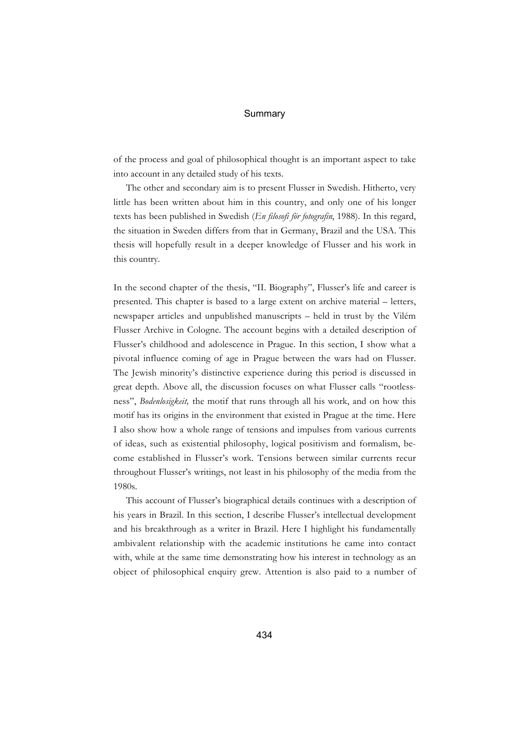of the process and goal of philosophical thought is an important aspect to take into account in any detailed study of his texts.

The other and secondary aim is to present Flusser in Swedish. Hitherto, very little has been written about him in this country, and only one of his longer texts has been published in Swedish (*En filosofi för fotografin*, 1988). In this regard, the situation in Sweden differs from that in Germany, Brazil and the USA. This thesis will hopefully result in a deeper knowledge of Flusser and his work in this country.

In the second chapter of the thesis, "II. Biography", Flusser's life and career is presented. This chapter is based to a large extent on archive material – letters, newspaper articles and unpublished manuscripts – held in trust by the Vilém Flusser Archive in Cologne. The account begins with a detailed description of Flusser's childhood and adolescence in Prague. In this section, I show what a pivotal influence coming of age in Prague between the wars had on Flusser. The Jewish minority's distinctive experience during this period is discussed in great depth. Above all, the discussion focuses on what Flusser calls "rootlessness", *Bodenlosigkeit,* the motif that runs through all his work, and on how this motif has its origins in the environment that existed in Prague at the time. Here I also show how a whole range of tensions and impulses from various currents of ideas, such as existential philosophy, logical positivism and formalism, become established in Flusser's work. Tensions between similar currents recur throughout Flusser's writings, not least in his philosophy of the media from the 1980s.

This account of Flusser's biographical details continues with a description of his years in Brazil. In this section, I describe Flusser's intellectual development and his breakthrough as a writer in Brazil. Here I highlight his fundamentally ambivalent relationship with the academic institutions he came into contact with, while at the same time demonstrating how his interest in technology as an object of philosophical enquiry grew. Attention is also paid to a number of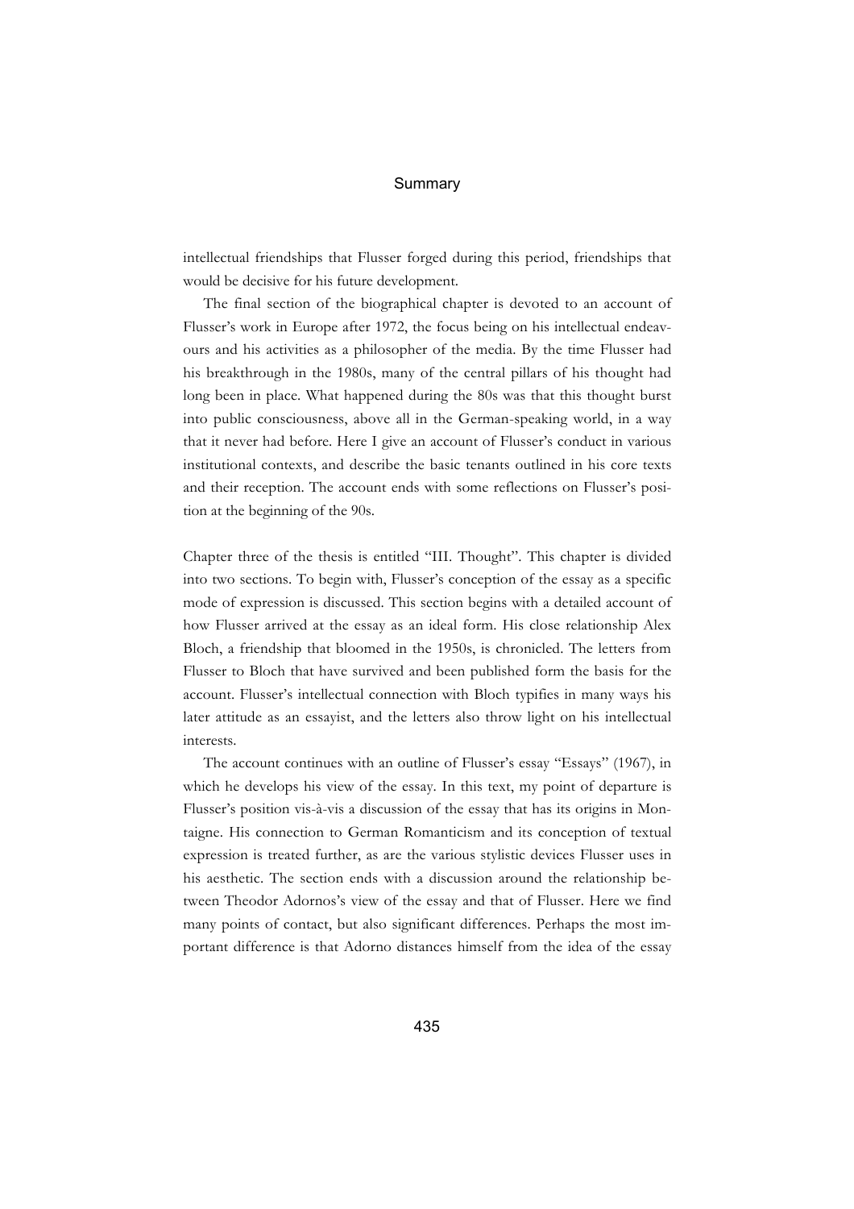intellectual friendships that Flusser forged during this period, friendships that would be decisive for his future development.

The final section of the biographical chapter is devoted to an account of Flusser's work in Europe after 1972, the focus being on his intellectual endeavours and his activities as a philosopher of the media. By the time Flusser had his breakthrough in the 1980s, many of the central pillars of his thought had long been in place. What happened during the 80s was that this thought burst into public consciousness, above all in the German-speaking world, in a way that it never had before. Here I give an account of Flusser's conduct in various institutional contexts, and describe the basic tenants outlined in his core texts and their reception. The account ends with some reflections on Flusser's position at the beginning of the 90s.

Chapter three of the thesis is entitled "III. Thought". This chapter is divided into two sections. To begin with, Flusser's conception of the essay as a specific mode of expression is discussed. This section begins with a detailed account of how Flusser arrived at the essay as an ideal form. His close relationship Alex Bloch, a friendship that bloomed in the 1950s, is chronicled. The letters from Flusser to Bloch that have survived and been published form the basis for the account. Flusser's intellectual connection with Bloch typifies in many ways his later attitude as an essayist, and the letters also throw light on his intellectual interests.

The account continues with an outline of Flusser's essay "Essays" (1967), in which he develops his view of the essay. In this text, my point of departure is Flusser's position vis-à-vis a discussion of the essay that has its origins in Montaigne. His connection to German Romanticism and its conception of textual expression is treated further, as are the various stylistic devices Flusser uses in his aesthetic. The section ends with a discussion around the relationship between Theodor Adornos's view of the essay and that of Flusser. Here we find many points of contact, but also significant differences. Perhaps the most important difference is that Adorno distances himself from the idea of the essay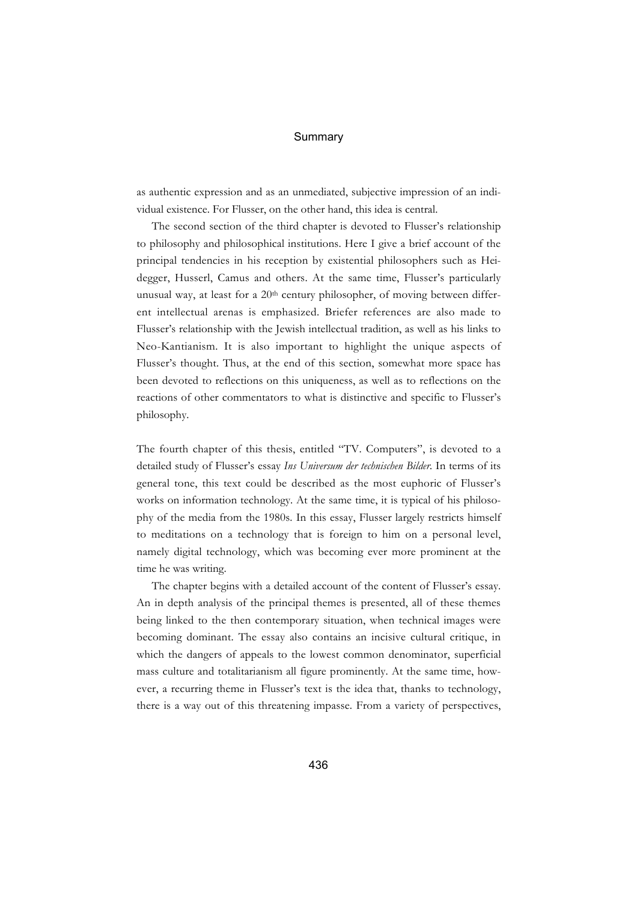as authentic expression and as an unmediated, subjective impression of an individual existence. For Flusser, on the other hand, this idea is central.

The second section of the third chapter is devoted to Flusser's relationship to philosophy and philosophical institutions. Here I give a brief account of the principal tendencies in his reception by existential philosophers such as Heidegger, Husserl, Camus and others. At the same time, Flusser's particularly unusual way, at least for a 20th century philosopher, of moving between different intellectual arenas is emphasized. Briefer references are also made to Flusser's relationship with the Jewish intellectual tradition, as well as his links to Neo-Kantianism. It is also important to highlight the unique aspects of Flusser's thought. Thus, at the end of this section, somewhat more space has been devoted to reflections on this uniqueness, as well as to reflections on the reactions of other commentators to what is distinctive and specific to Flusser's philosophy.

The fourth chapter of this thesis, entitled "TV. Computers", is devoted to a detailed study of Flusser's essay *Ins Universum der technischen Bilder*. In terms of its general tone, this text could be described as the most euphoric of Flusser's works on information technology. At the same time, it is typical of his philosophy of the media from the 1980s. In this essay, Flusser largely restricts himself to meditations on a technology that is foreign to him on a personal level, namely digital technology, which was becoming ever more prominent at the time he was writing.

The chapter begins with a detailed account of the content of Flusser's essay. An in depth analysis of the principal themes is presented, all of these themes being linked to the then contemporary situation, when technical images were becoming dominant. The essay also contains an incisive cultural critique, in which the dangers of appeals to the lowest common denominator, superficial mass culture and totalitarianism all figure prominently. At the same time, however, a recurring theme in Flusser's text is the idea that, thanks to technology, there is a way out of this threatening impasse. From a variety of perspectives,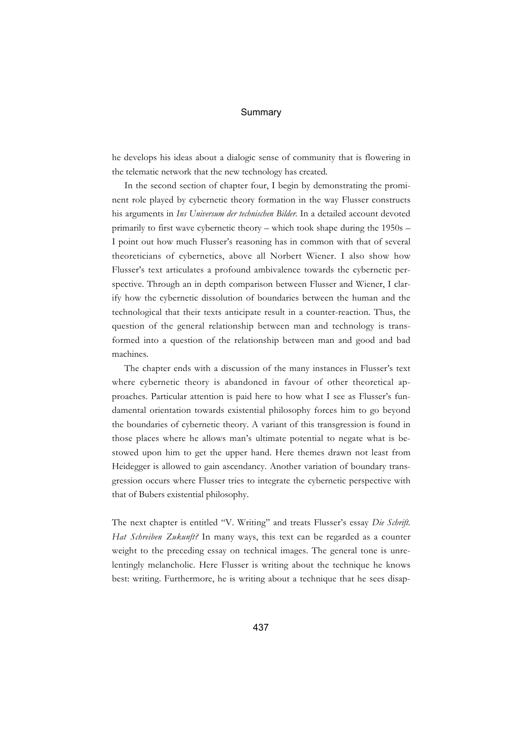he develops his ideas about a dialogic sense of community that is flowering in the telematic network that the new technology has created.

In the second section of chapter four, I begin by demonstrating the prominent role played by cybernetic theory formation in the way Flusser constructs his arguments in *Ins Universum der technischen Bilder.* In a detailed account devoted primarily to first wave cybernetic theory – which took shape during the 1950s – I point out how much Flusser's reasoning has in common with that of several theoreticians of cybernetics, above all Norbert Wiener. I also show how Flusser's text articulates a profound ambivalence towards the cybernetic perspective. Through an in depth comparison between Flusser and Wiener, I clarify how the cybernetic dissolution of boundaries between the human and the technological that their texts anticipate result in a counter-reaction. Thus, the question of the general relationship between man and technology is transformed into a question of the relationship between man and good and bad machines.

The chapter ends with a discussion of the many instances in Flusser's text where cybernetic theory is abandoned in favour of other theoretical approaches. Particular attention is paid here to how what I see as Flusser's fundamental orientation towards existential philosophy forces him to go beyond the boundaries of cybernetic theory. A variant of this transgression is found in those places where he allows man's ultimate potential to negate what is bestowed upon him to get the upper hand. Here themes drawn not least from Heidegger is allowed to gain ascendancy. Another variation of boundary transgression occurs where Flusser tries to integrate the cybernetic perspective with that of Bubers existential philosophy.

The next chapter is entitled "V. Writing" and treats Flusser's essay *Die Schrift. Hat Schreiben Zukunft?* In many ways, this text can be regarded as a counter weight to the preceding essay on technical images. The general tone is unrelentingly melancholic. Here Flusser is writing about the technique he knows best: writing. Furthermore, he is writing about a technique that he sees disap-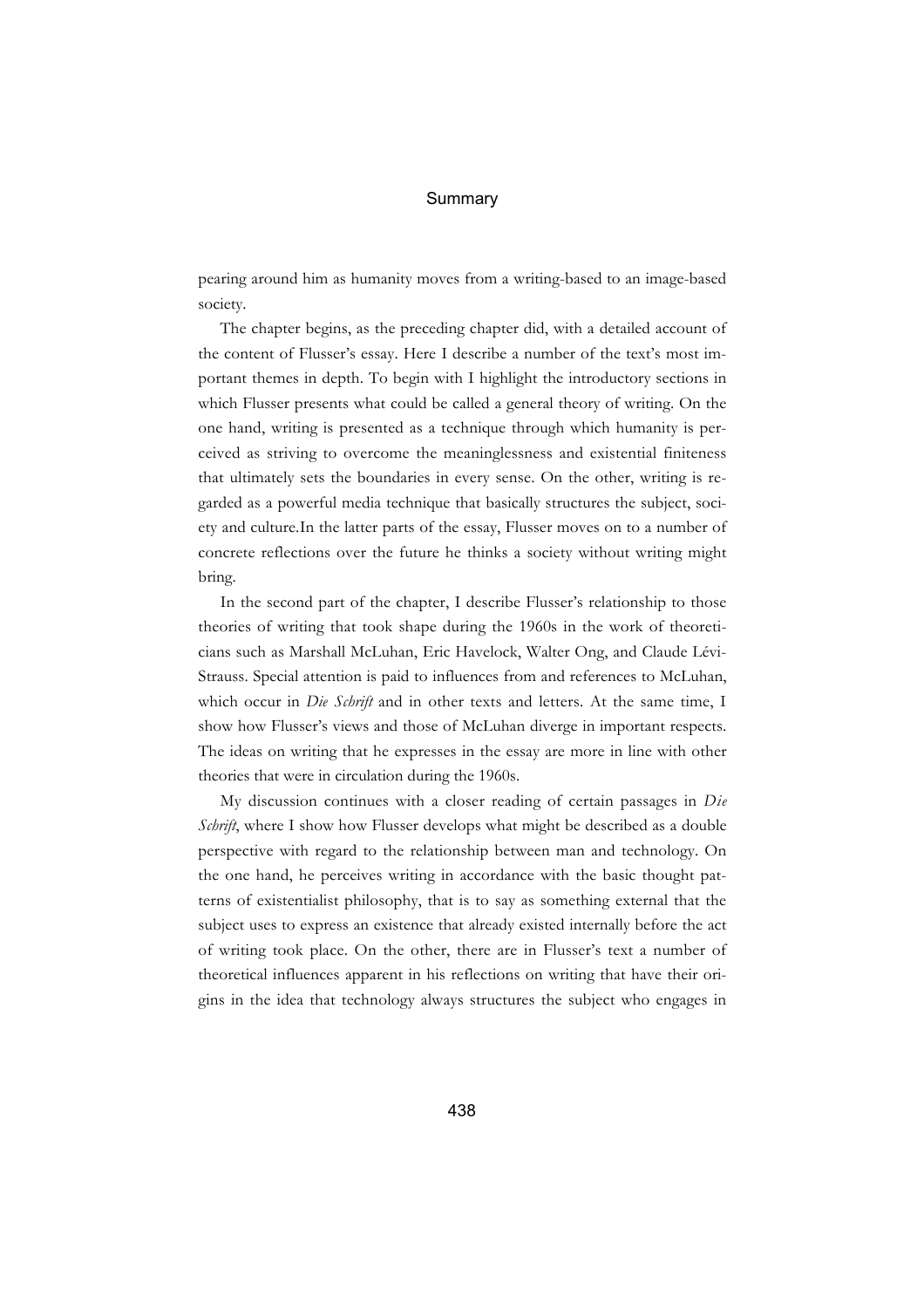pearing around him as humanity moves from a writing-based to an image-based society.

The chapter begins, as the preceding chapter did, with a detailed account of the content of Flusser's essay. Here I describe a number of the text's most important themes in depth. To begin with I highlight the introductory sections in which Flusser presents what could be called a general theory of writing. On the one hand, writing is presented as a technique through which humanity is perceived as striving to overcome the meaninglessness and existential finiteness that ultimately sets the boundaries in every sense. On the other, writing is regarded as a powerful media technique that basically structures the subject, society and culture.In the latter parts of the essay, Flusser moves on to a number of concrete reflections over the future he thinks a society without writing might bring.

In the second part of the chapter, I describe Flusser's relationship to those theories of writing that took shape during the 1960s in the work of theoreticians such as Marshall McLuhan, Eric Havelock, Walter Ong, and Claude Lévi-Strauss. Special attention is paid to influences from and references to McLuhan, which occur in *Die Schrift* and in other texts and letters. At the same time, I show how Flusser's views and those of McLuhan diverge in important respects. The ideas on writing that he expresses in the essay are more in line with other theories that were in circulation during the 1960s.

My discussion continues with a closer reading of certain passages in *Die Schrift*, where I show how Flusser develops what might be described as a double perspective with regard to the relationship between man and technology. On the one hand, he perceives writing in accordance with the basic thought patterns of existentialist philosophy, that is to say as something external that the subject uses to express an existence that already existed internally before the act of writing took place. On the other, there are in Flusser's text a number of theoretical influences apparent in his reflections on writing that have their origins in the idea that technology always structures the subject who engages in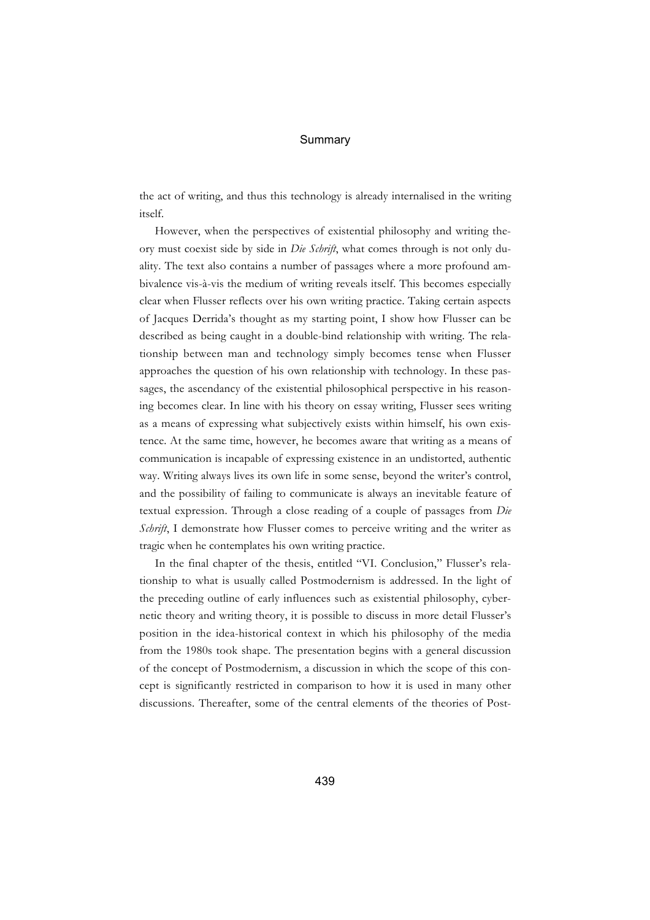the act of writing, and thus this technology is already internalised in the writing itself.

However, when the perspectives of existential philosophy and writing theory must coexist side by side in *Die Schrift*, what comes through is not only duality. The text also contains a number of passages where a more profound ambivalence vis-à-vis the medium of writing reveals itself. This becomes especially clear when Flusser reflects over his own writing practice. Taking certain aspects of Jacques Derrida's thought as my starting point, I show how Flusser can be described as being caught in a double-bind relationship with writing. The relationship between man and technology simply becomes tense when Flusser approaches the question of his own relationship with technology. In these passages, the ascendancy of the existential philosophical perspective in his reasoning becomes clear. In line with his theory on essay writing, Flusser sees writing as a means of expressing what subjectively exists within himself, his own existence. At the same time, however, he becomes aware that writing as a means of communication is incapable of expressing existence in an undistorted, authentic way. Writing always lives its own life in some sense, beyond the writer's control, and the possibility of failing to communicate is always an inevitable feature of textual expression. Through a close reading of a couple of passages from *Die Schrift*, I demonstrate how Flusser comes to perceive writing and the writer as tragic when he contemplates his own writing practice.

In the final chapter of the thesis, entitled "VI. Conclusion," Flusser's relationship to what is usually called Postmodernism is addressed. In the light of the preceding outline of early influences such as existential philosophy, cybernetic theory and writing theory, it is possible to discuss in more detail Flusser's position in the idea-historical context in which his philosophy of the media from the 1980s took shape. The presentation begins with a general discussion of the concept of Postmodernism, a discussion in which the scope of this concept is significantly restricted in comparison to how it is used in many other discussions. Thereafter, some of the central elements of the theories of Post-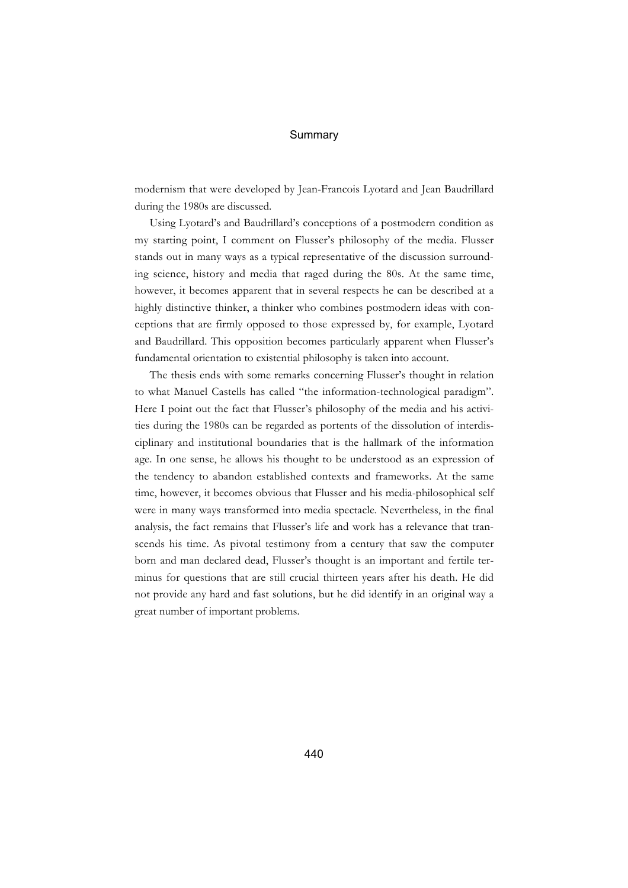modernism that were developed by Jean-Francois Lyotard and Jean Baudrillard during the 1980s are discussed.

Using Lyotard's and Baudrillard's conceptions of a postmodern condition as my starting point, I comment on Flusser's philosophy of the media. Flusser stands out in many ways as a typical representative of the discussion surrounding science, history and media that raged during the 80s. At the same time, however, it becomes apparent that in several respects he can be described at a highly distinctive thinker, a thinker who combines postmodern ideas with conceptions that are firmly opposed to those expressed by, for example, Lyotard and Baudrillard. This opposition becomes particularly apparent when Flusser's fundamental orientation to existential philosophy is taken into account.

The thesis ends with some remarks concerning Flusser's thought in relation to what Manuel Castells has called "the information-technological paradigm". Here I point out the fact that Flusser's philosophy of the media and his activities during the 1980s can be regarded as portents of the dissolution of interdisciplinary and institutional boundaries that is the hallmark of the information age. In one sense, he allows his thought to be understood as an expression of the tendency to abandon established contexts and frameworks. At the same time, however, it becomes obvious that Flusser and his media-philosophical self were in many ways transformed into media spectacle. Nevertheless, in the final analysis, the fact remains that Flusser's life and work has a relevance that transcends his time. As pivotal testimony from a century that saw the computer born and man declared dead, Flusser's thought is an important and fertile terminus for questions that are still crucial thirteen years after his death. He did not provide any hard and fast solutions, but he did identify in an original way a great number of important problems.